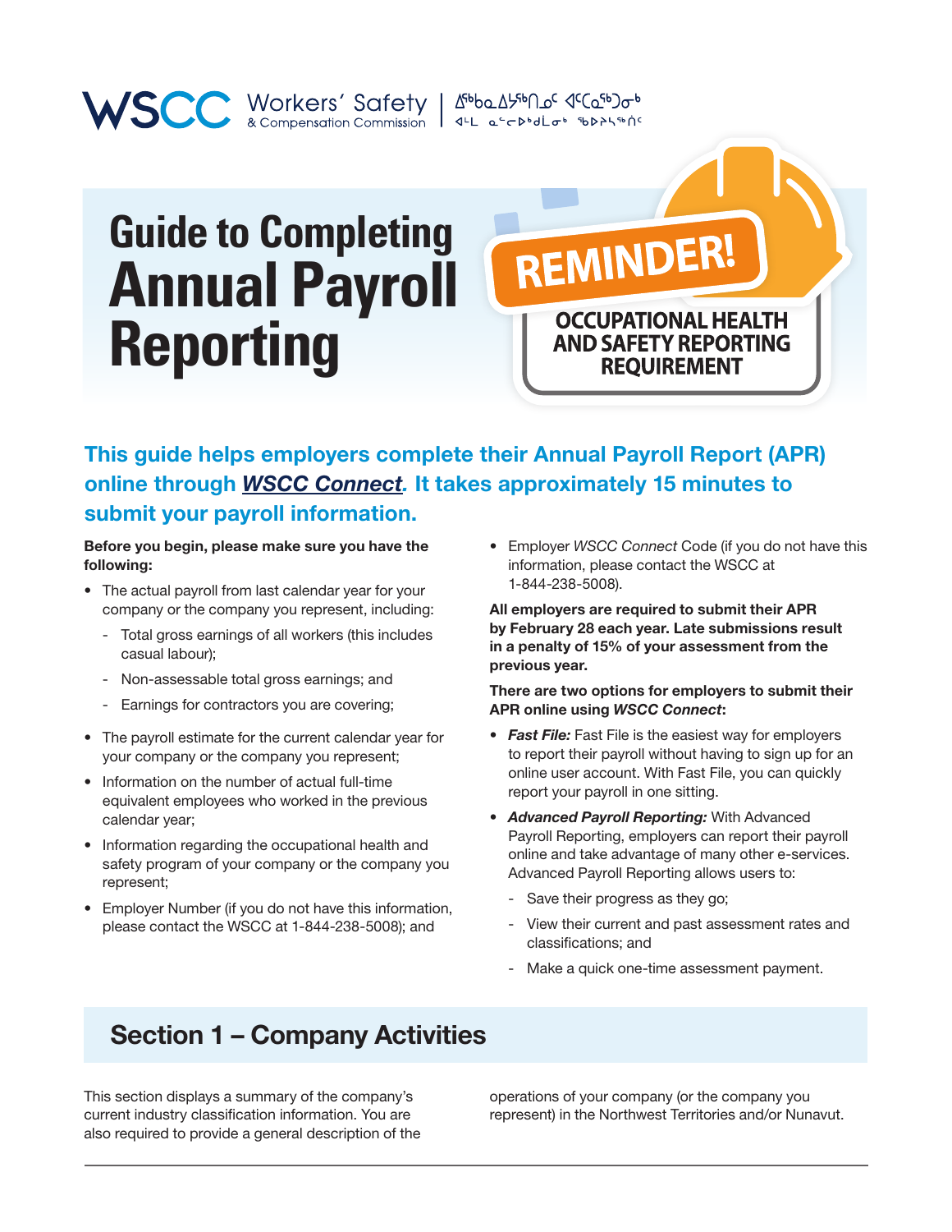WSCC Workers' Safety & Compensation Commission | ᐃᖅᑲᐃᔭᖅᑎᓄᑦ ᐊᑦᑕᓇᖅᑐᓂᒃ ᐊᒻᒪ ᓇᓪᓕᐅᒃᑯᒥᓂᒃ ᖃᐅᔨᓴᖅᑏᑦ

# Guide to Completing Annual Payroll Reporting

**REMINDER!**

**OCCUPATIONAL HEALTH AND SAFETY REPORTING REQUIREMENT**

**This guide helps employers complete their Annual Payroll Report (APR) online through *WSCC Connect*. It takes approximately 15 minutes to submit your payroll information.**

**Before you begin, please make sure you have the following:**

- The actual payroll from last calendar year for your company or the company you represent, including:
  - Total gross earnings of all workers (this includes casual labour);
  - Non-assessable total gross earnings; and
  - Earnings for contractors you are covering;
- The payroll estimate for the current calendar year for your company or the company you represent;
- Information on the number of actual full-time equivalent employees who worked in the previous calendar year;
- Information regarding the occupational health and safety program of your company or the company you represent;
- Employer Number (if you do not have this information, please contact the WSCC at 1-844-238-5008); and
- Employer *WSCC Connect* Code (if you do not have this information, please contact the WSCC at 1-844-238-5008).

**All employers are required to submit their APR by February 28 each year. Late submissions result in a penalty of 15% of your assessment from the previous year.**

**There are two options for employers to submit their APR online using *WSCC Connect*:**

- ***Fast File:*** Fast File is the easiest way for employers to report their payroll without having to sign up for an online user account. With Fast File, you can quickly report your payroll in one sitting.
- ***Advanced Payroll Reporting:*** With Advanced Payroll Reporting, employers can report their payroll online and take advantage of many other e-services. Advanced Payroll Reporting allows users to:
  - Save their progress as they go;
  - View their current and past assessment rates and classifications; and
  - Make a quick one-time assessment payment.

## Section 1 – Company Activities

This section displays a summary of the company's current industry classification information. You are also required to provide a general description of the operations of your company (or the company you represent) in the Northwest Territories and/or Nunavut.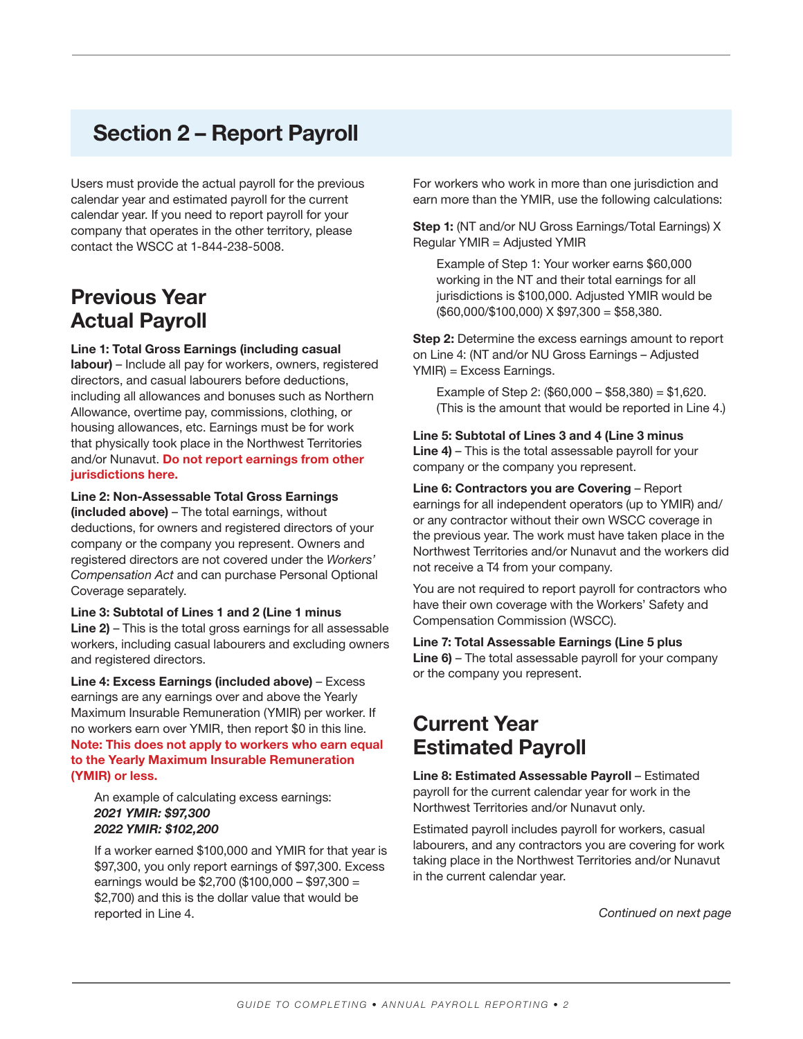## Section 2 – Report Payroll

Users must provide the actual payroll for the previous calendar year and estimated payroll for the current calendar year. If you need to report payroll for your company that operates in the other territory, please contact the WSCC at 1-844-238-5008.

### Previous Year Actual Payroll

**Line 1: Total Gross Earnings (including casual labour)** – Include all pay for workers, owners, registered directors, and casual labourers before deductions, including all allowances and bonuses such as Northern Allowance, overtime pay, commissions, clothing, or housing allowances, etc. Earnings must be for work that physically took place in the Northwest Territories and/or Nunavut. **Do not report earnings from other jurisdictions here.**

**Line 2: Non-Assessable Total Gross Earnings (included above)** – The total earnings, without deductions, for owners and registered directors of your company or the company you represent. Owners and registered directors are not covered under the *Workers' Compensation Act* and can purchase Personal Optional Coverage separately.

**Line 3: Subtotal of Lines 1 and 2 (Line 1 minus Line 2)** – This is the total gross earnings for all assessable workers, including casual labourers and excluding owners and registered directors.

**Line 4: Excess Earnings (included above)** – Excess earnings are any earnings over and above the Yearly Maximum Insurable Remuneration (YMIR) per worker. If no workers earn over YMIR, then report $0 in this line. **Note: This does not apply to workers who earn equal to the Yearly Maximum Insurable Remuneration (YMIR) or less.**

> An example of calculating excess earnings:
> ***2021 YMIR: $97,300***
> ***2022 YMIR: $102,200***
>
> If a worker earned $100,000 and YMIR for that year is $97,300, you only report earnings of $97,300. Excess earnings would be $2,700 ($100,000 – $97,300 = $2,700) and this is the dollar value that would be reported in Line 4.

For workers who work in more than one jurisdiction and earn more than the YMIR, use the following calculations:

**Step 1:** (NT and/or NU Gross Earnings/Total Earnings) X Regular YMIR = Adjusted YMIR

> Example of Step 1: Your worker earns $60,000 working in the NT and their total earnings for all jurisdictions is $100,000. Adjusted YMIR would be ($60,000/$100,000) X $97,300 = $58,380.

**Step 2:** Determine the excess earnings amount to report on Line 4: (NT and/or NU Gross Earnings – Adjusted YMIR) = Excess Earnings.

> Example of Step 2: ($60,000 – $58,380) = $1,620. (This is the amount that would be reported in Line 4.)

**Line 5: Subtotal of Lines 3 and 4 (Line 3 minus Line 4)** – This is the total assessable payroll for your company or the company you represent.

**Line 6: Contractors you are Covering** – Report earnings for all independent operators (up to YMIR) and/or any contractor without their own WSCC coverage in the previous year. The work must have taken place in the Northwest Territories and/or Nunavut and the workers did not receive a T4 from your company.

You are not required to report payroll for contractors who have their own coverage with the Workers' Safety and Compensation Commission (WSCC).

**Line 7: Total Assessable Earnings (Line 5 plus Line 6)** – The total assessable payroll for your company or the company you represent.

### Current Year Estimated Payroll

**Line 8: Estimated Assessable Payroll** – Estimated payroll for the current calendar year for work in the Northwest Territories and/or Nunavut only.

Estimated payroll includes payroll for workers, casual labourers, and any contractors you are covering for work taking place in the Northwest Territories and/or Nunavut in the current calendar year.

*Continued on next page*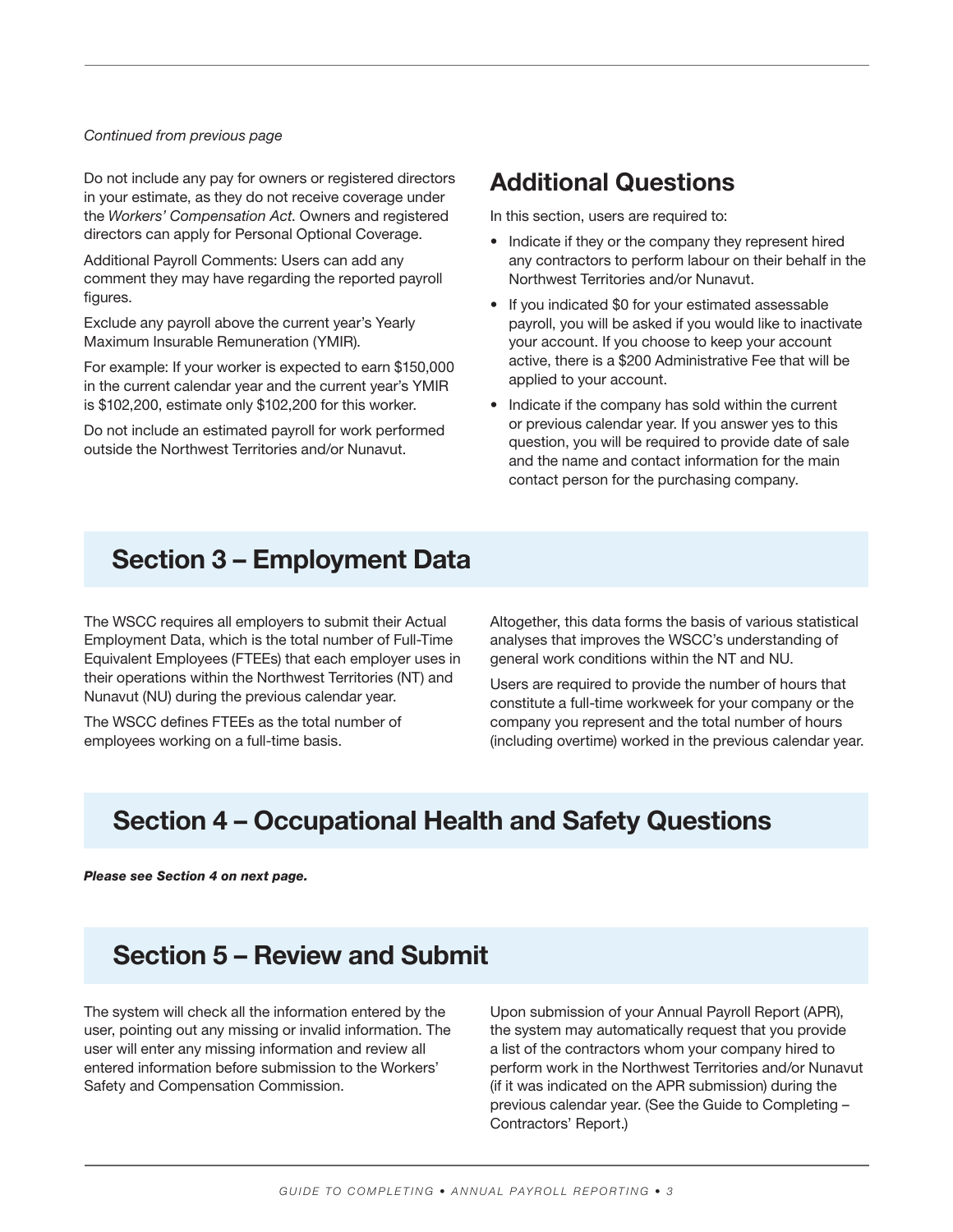*Continued from previous page*

Do not include any pay for owners or registered directors in your estimate, as they do not receive coverage under the *Workers' Compensation Act*. Owners and registered directors can apply for Personal Optional Coverage.

Additional Payroll Comments: Users can add any comment they may have regarding the reported payroll figures.

Exclude any payroll above the current year's Yearly Maximum Insurable Remuneration (YMIR).

For example: If your worker is expected to earn $150,000 in the current calendar year and the current year's YMIR is $102,200, estimate only $102,200 for this worker.

Do not include an estimated payroll for work performed outside the Northwest Territories and/or Nunavut.

## Additional Questions

In this section, users are required to:

- Indicate if they or the company they represent hired any contractors to perform labour on their behalf in the Northwest Territories and/or Nunavut.
- If you indicated $0 for your estimated assessable payroll, you will be asked if you would like to inactivate your account. If you choose to keep your account active, there is a $200 Administrative Fee that will be applied to your account.
- Indicate if the company has sold within the current or previous calendar year. If you answer yes to this question, you will be required to provide date of sale and the name and contact information for the main contact person for the purchasing company.

## Section 3 – Employment Data

The WSCC requires all employers to submit their Actual Employment Data, which is the total number of Full-Time Equivalent Employees (FTEEs) that each employer uses in their operations within the Northwest Territories (NT) and Nunavut (NU) during the previous calendar year.

The WSCC defines FTEEs as the total number of employees working on a full-time basis.

Altogether, this data forms the basis of various statistical analyses that improves the WSCC's understanding of general work conditions within the NT and NU.

Users are required to provide the number of hours that constitute a full-time workweek for your company or the company you represent and the total number of hours (including overtime) worked in the previous calendar year.

## Section 4 – Occupational Health and Safety Questions

***Please see Section 4 on next page.***

## Section 5 – Review and Submit

The system will check all the information entered by the user, pointing out any missing or invalid information. The user will enter any missing information and review all entered information before submission to the Workers' Safety and Compensation Commission.

Upon submission of your Annual Payroll Report (APR), the system may automatically request that you provide a list of the contractors whom your company hired to perform work in the Northwest Territories and/or Nunavut (if it was indicated on the APR submission) during the previous calendar year. (See the Guide to Completing – Contractors' Report.)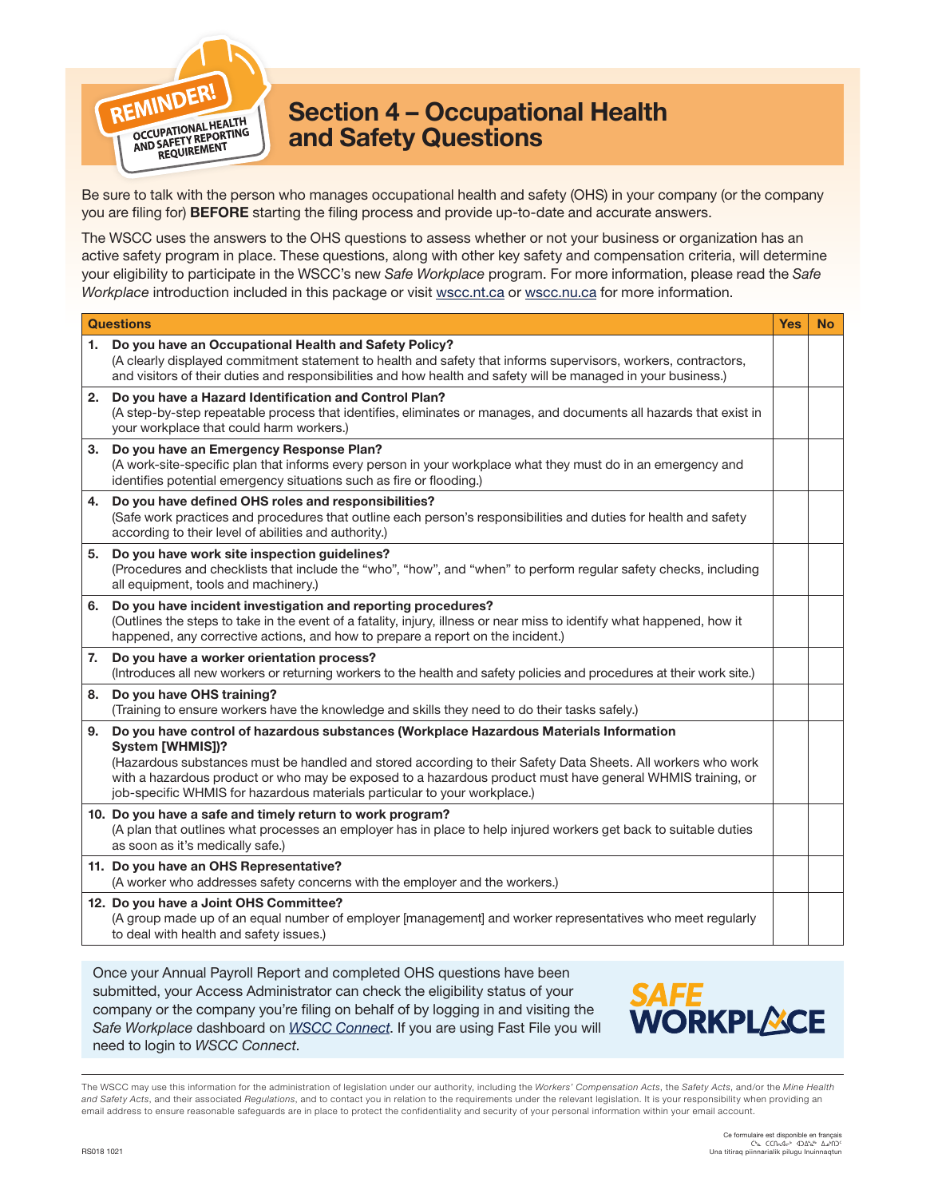REMINDER!

OCCUPATIONAL HEALTH AND SAFETY REPORTING REQUIREMENT

# Section 4 – Occupational Health and Safety Questions

Be sure to talk with the person who manages occupational health and safety (OHS) in your company (or the company you are filing for) **BEFORE** starting the filing process and provide up-to-date and accurate answers.

The WSCC uses the answers to the OHS questions to assess whether or not your business or organization has an active safety program in place. These questions, along with other key safety and compensation criteria, will determine your eligibility to participate in the WSCC's new *Safe Workplace* program. For more information, please read the *Safe Workplace* introduction included in this package or visit wscc.nt.ca or wscc.nu.ca for more information.

| Questions | Yes | No |
|---|---|---|
| **1. Do you have an Occupational Health and Safety Policy?** (A clearly displayed commitment statement to health and safety that informs supervisors, workers, contractors, and visitors of their duties and responsibilities and how health and safety will be managed in your business.) | | |
| **2. Do you have a Hazard Identification and Control Plan?** (A step-by-step repeatable process that identifies, eliminates or manages, and documents all hazards that exist in your workplace that could harm workers.) | | |
| **3. Do you have an Emergency Response Plan?** (A work-site-specific plan that informs every person in your workplace what they must do in an emergency and identifies potential emergency situations such as fire or flooding.) | | |
| **4. Do you have defined OHS roles and responsibilities?** (Safe work practices and procedures that outline each person's responsibilities and duties for health and safety according to their level of abilities and authority.) | | |
| **5. Do you have work site inspection guidelines?** (Procedures and checklists that include the "who", "how", and "when" to perform regular safety checks, including all equipment, tools and machinery.) | | |
| **6. Do you have incident investigation and reporting procedures?** (Outlines the steps to take in the event of a fatality, injury, illness or near miss to identify what happened, how it happened, any corrective actions, and how to prepare a report on the incident.) | | |
| **7. Do you have a worker orientation process?** (Introduces all new workers or returning workers to the health and safety policies and procedures at their work site.) | | |
| **8. Do you have OHS training?** (Training to ensure workers have the knowledge and skills they need to do their tasks safely.) | | |
| **9. Do you have control of hazardous substances (Workplace Hazardous Materials Information System [WHMIS])?** (Hazardous substances must be handled and stored according to their Safety Data Sheets. All workers who work with a hazardous product or who may be exposed to a hazardous product must have general WHMIS training, or job-specific WHMIS for hazardous materials particular to your workplace.) | | |
| **10. Do you have a safe and timely return to work program?** (A plan that outlines what processes an employer has in place to help injured workers get back to suitable duties as soon as it's medically safe.) | | |
| **11. Do you have an OHS Representative?** (A worker who addresses safety concerns with the employer and the workers.) | | |
| **12. Do you have a Joint OHS Committee?** (A group made up of an equal number of employer [management] and worker representatives who meet regularly to deal with health and safety issues.) | | |

Once your Annual Payroll Report and completed OHS questions have been submitted, your Access Administrator can check the eligibility status of your company or the company you're filing on behalf of by logging in and visiting the *Safe Workplace* dashboard on *WSCC Connect*. If you are using Fast File you will need to login to *WSCC Connect*.

SAFE WORKPLACE

The WSCC may use this information for the administration of legislation under our authority, including the *Workers' Compensation Acts*, the *Safety Acts*, and/or the *Mine Health and Safety Acts*, and their associated *Regulations*, and to contact you in relation to the requirements under the relevant legislation. It is your responsibility when providing an email address to ensure reasonable safeguards are in place to protect the confidentiality and security of your personal information within your email account.

RS018 1021

Ce formulaire est disponible en français
ᑖᓇ ᑕᑕᑎᖅᑲᖅ ᐊᑐᐃᓐᓇᐅᕗᖅ ᐃᓄᒃᑎᑐᑦ
Una titiraq piinnarialik pilugu Inuinnaqtun